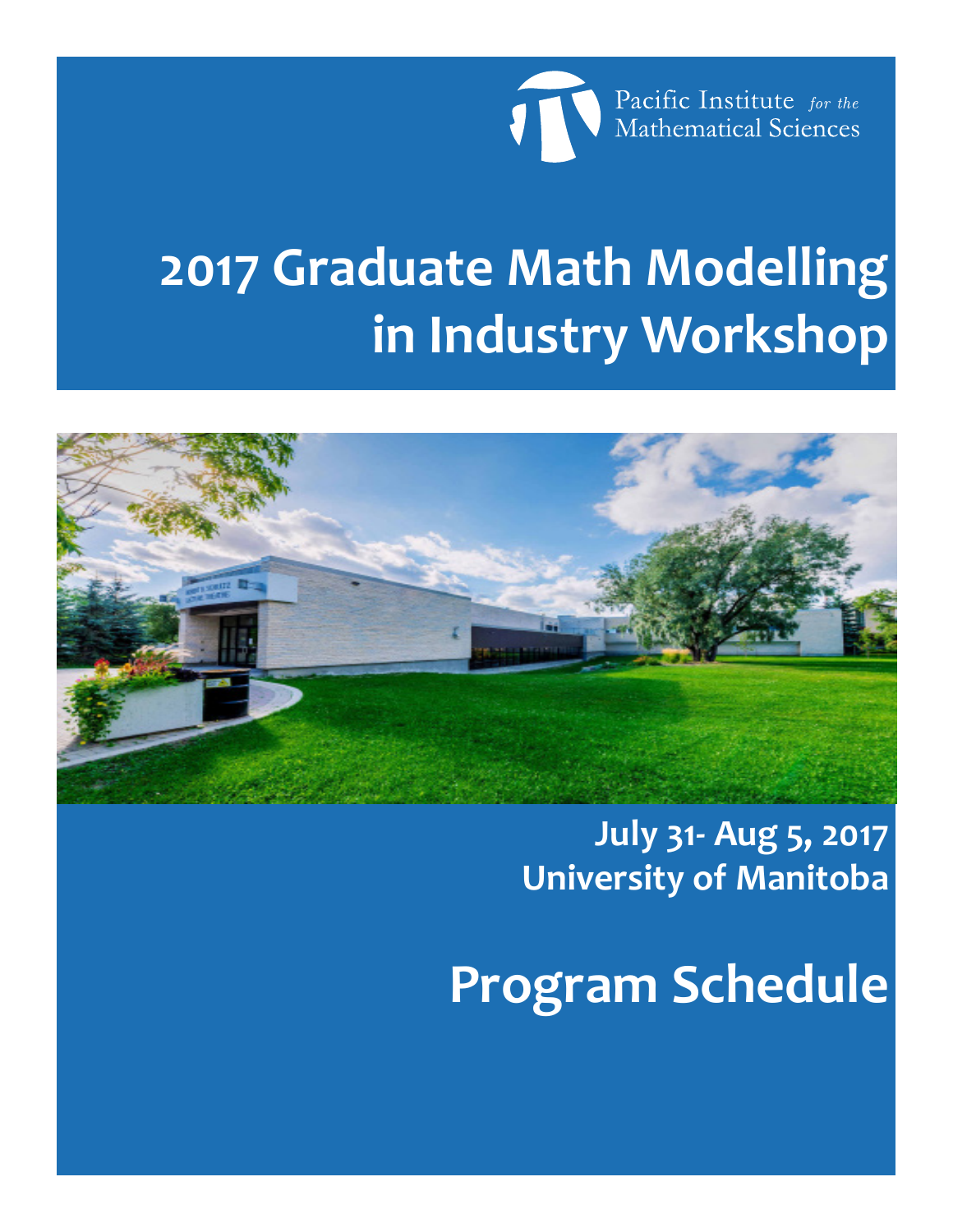Pacific Institute *for the* Mathematical Sciences

# 2017 Graduate Math Modelling in Industry Workshop

**July 31- Aug 5, 2017**
**University of Manitoba**

# Program Schedule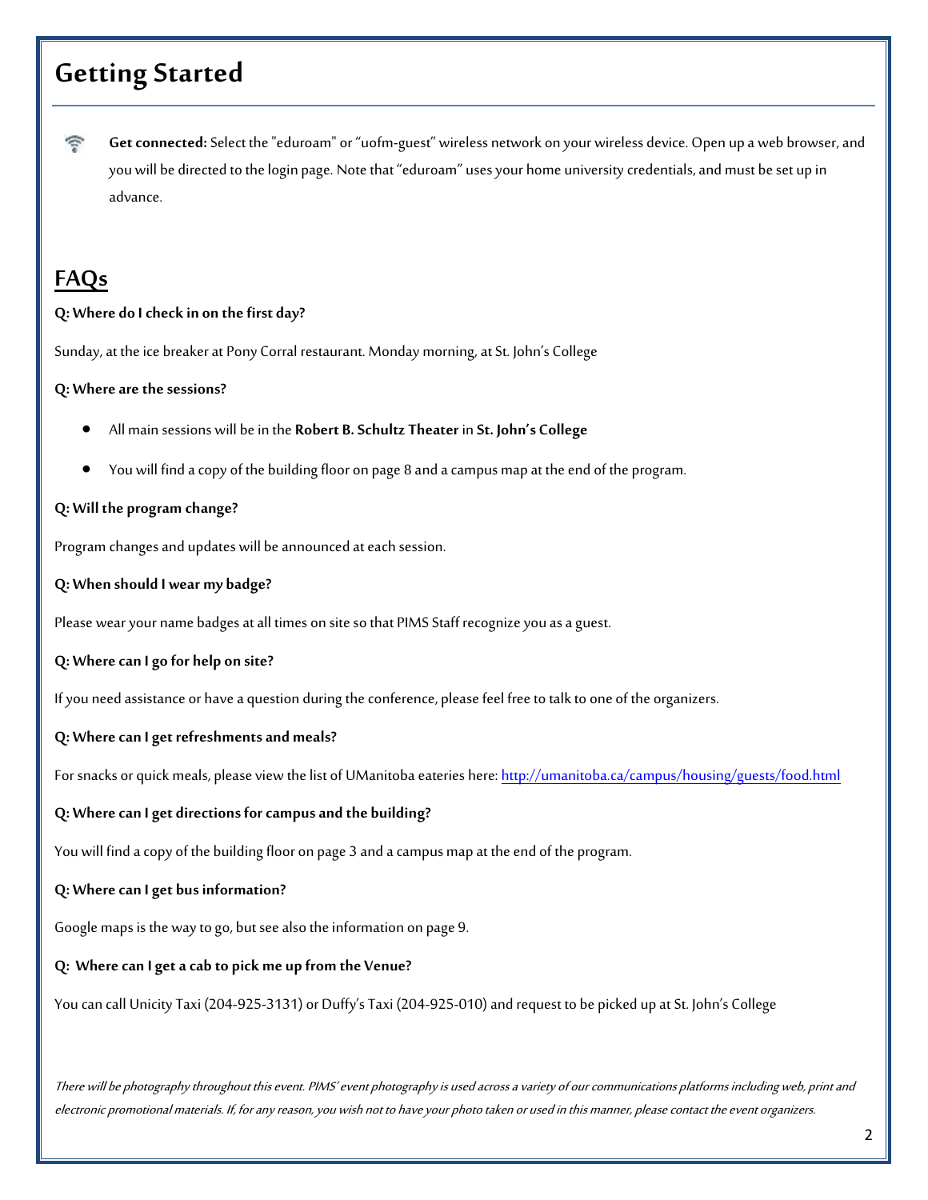# Getting Started

**Get connected:** Select the "eduroam" or "uofm-guest" wireless network on your wireless device. Open up a web browser, and you will be directed to the login page. Note that "eduroam" uses your home university credentials, and must be set up in advance.

## FAQs

**Q: Where do I check in on the first day?**

Sunday, at the ice breaker at Pony Corral restaurant. Monday morning, at St. John's College

**Q: Where are the sessions?**

- All main sessions will be in the **Robert B. Schultz Theater** in **St. John's College**
- You will find a copy of the building floor on page 8 and a campus map at the end of the program.

**Q: Will the program change?**

Program changes and updates will be announced at each session.

**Q: When should I wear my badge?**

Please wear your name badges at all times on site so that PIMS Staff recognize you as a guest.

**Q: Where can I go for help on site?**

If you need assistance or have a question during the conference, please feel free to talk to one of the organizers.

**Q: Where can I get refreshments and meals?**

For snacks or quick meals, please view the list of UManitoba eateries here: http://umanitoba.ca/campus/housing/guests/food.html

**Q: Where can I get directions for campus and the building?**

You will find a copy of the building floor on page 3 and a campus map at the end of the program.

**Q: Where can I get bus information?**

Google maps is the way to go, but see also the information on page 9.

**Q: Where can I get a cab to pick me up from the Venue?**

You can call Unicity Taxi (204-925-3131) or Duffy's Taxi (204-925-010) and request to be picked up at St. John's College

*There will be photography throughout this event. PIMS' event photography is used across a variety of our communications platforms including web, print and electronic promotional materials. If, for any reason, you wish not to have your photo taken or used in this manner, please contact the event organizers.*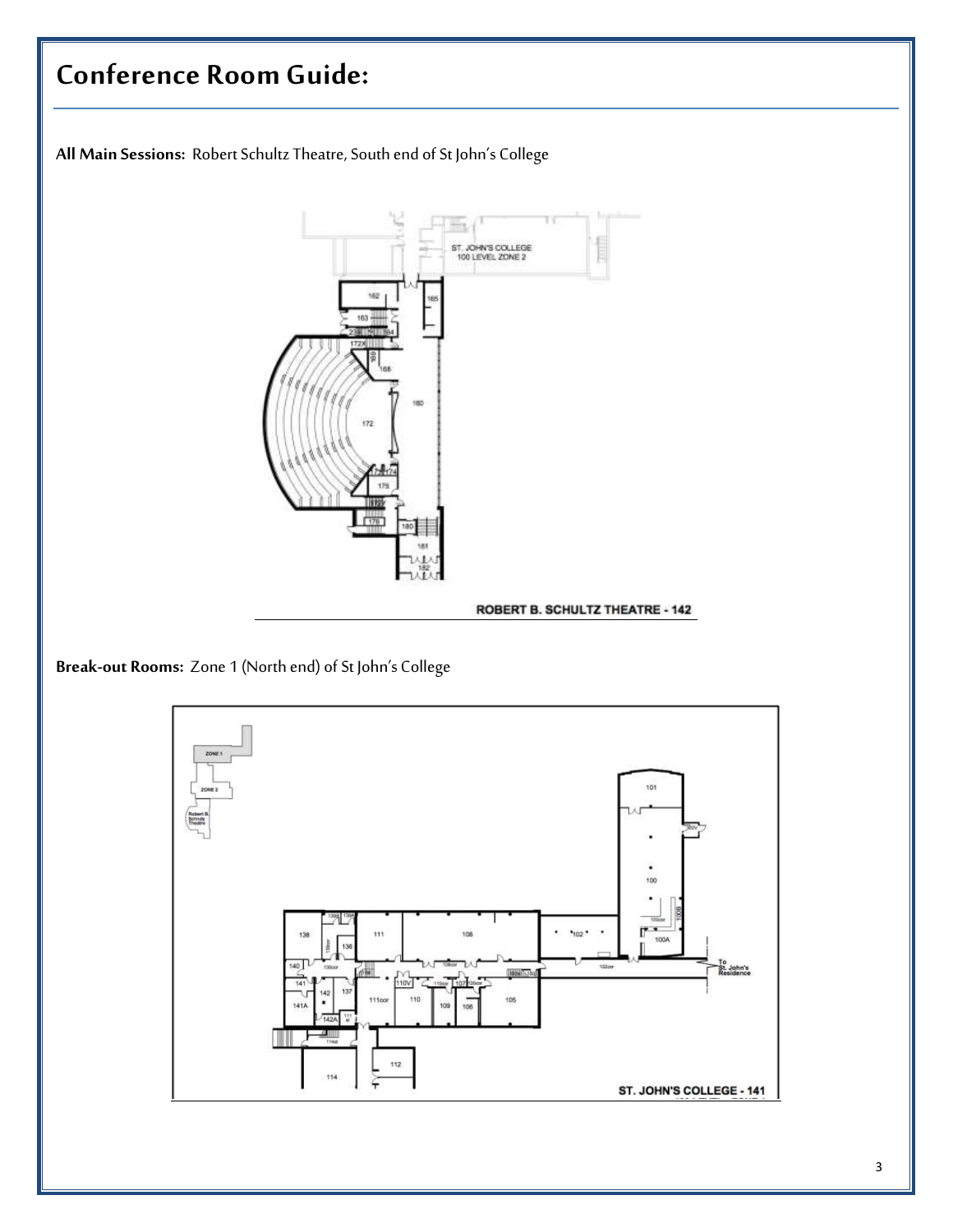# Conference Room Guide:

**All Main Sessions:** Robert Schultz Theatre, South end of St John's College

ROBERT B. SCHULTZ THEATRE - 142

**Break-out Rooms:** Zone 1 (North end) of St John's College

ST. JOHN'S COLLEGE - 141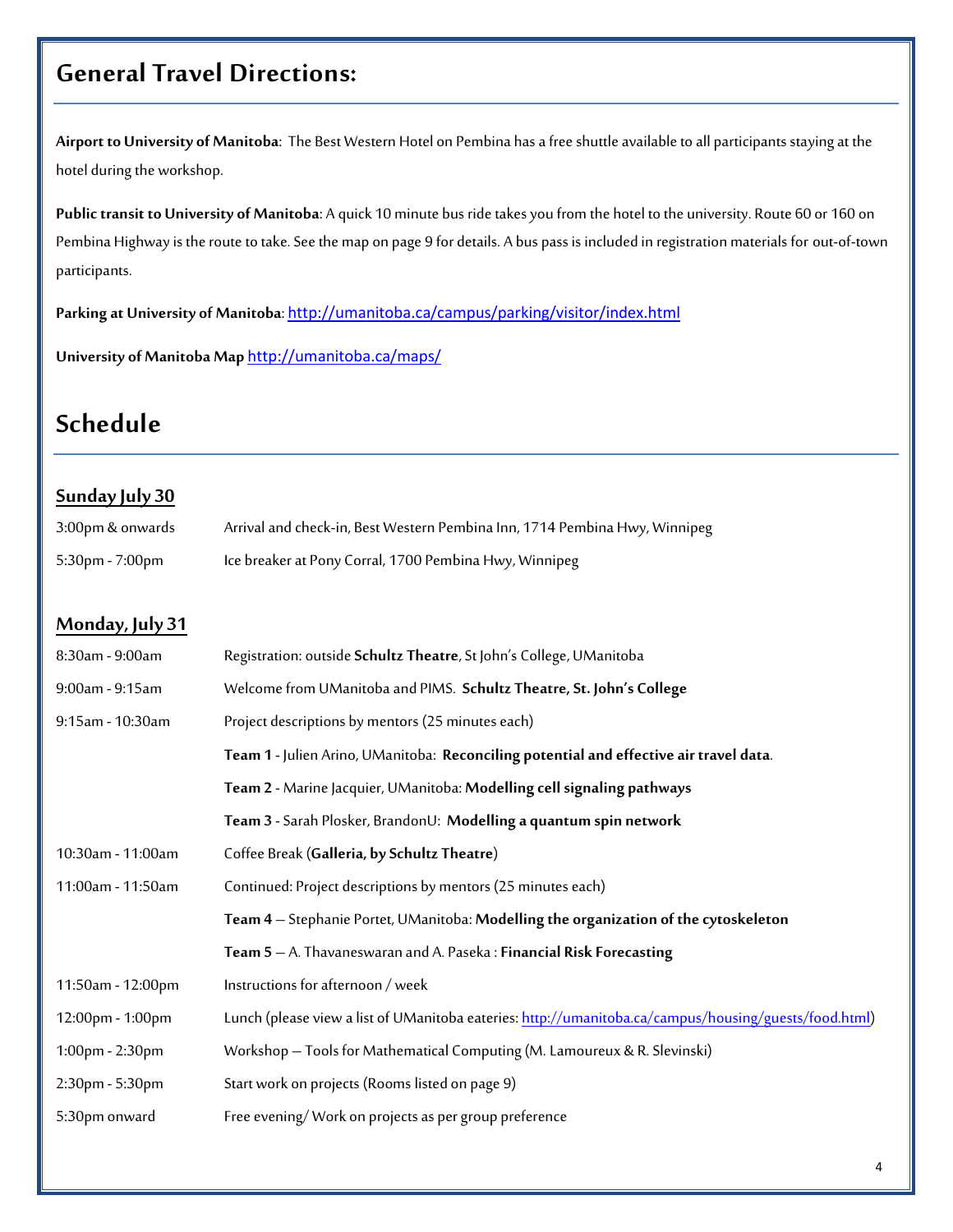## General Travel Directions:

**Airport to University of Manitoba**: The Best Western Hotel on Pembina has a free shuttle available to all participants staying at the hotel during the workshop.

**Public transit to University of Manitoba**: A quick 10 minute bus ride takes you from the hotel to the university. Route 60 or 160 on Pembina Highway is the route to take. See the map on page 9 for details. A bus pass is included in registration materials for out-of-town participants.

**Parking at University of Manitoba**: http://umanitoba.ca/campus/parking/visitor/index.html

**University of Manitoba Map** http://umanitoba.ca/maps/

## Schedule

### Sunday July 30

| | |
|---|---|
| 3:00pm & onwards | Arrival and check-in, Best Western Pembina Inn, 1714 Pembina Hwy, Winnipeg |
| 5:30pm - 7:00pm | Ice breaker at Pony Corral, 1700 Pembina Hwy, Winnipeg |

### Monday, July 31

| | |
|---|---|
| 8:30am - 9:00am | Registration: outside **Schultz Theatre**, St John's College, UManitoba |
| 9:00am - 9:15am | Welcome from UManitoba and PIMS. **Schultz Theatre, St. John's College** |
| 9:15am - 10:30am | Project descriptions by mentors (25 minutes each) |
| | **Team 1** - Julien Arino, UManitoba: **Reconciling potential and effective air travel data**. |
| | **Team 2** - Marine Jacquier, UManitoba: **Modelling cell signaling pathways** |
| | **Team 3** - Sarah Plosker, BrandonU: **Modelling a quantum spin network** |
| 10:30am - 11:00am | Coffee Break (**Galleria, by Schultz Theatre**) |
| 11:00am - 11:50am | Continued: Project descriptions by mentors (25 minutes each) |
| | **Team 4** – Stephanie Portet, UManitoba: **Modelling the organization of the cytoskeleton** |
| | **Team 5** – A. Thavaneswaran and A. Paseka : **Financial Risk Forecasting** |
| 11:50am - 12:00pm | Instructions for afternoon / week |
| 12:00pm - 1:00pm | Lunch (please view a list of UManitoba eateries: http://umanitoba.ca/campus/housing/guests/food.html) |
| 1:00pm - 2:30pm | Workshop – Tools for Mathematical Computing (M. Lamoureux & R. Slevinski) |
| 2:30pm - 5:30pm | Start work on projects (Rooms listed on page 9) |
| 5:30pm onward | Free evening/ Work on projects as per group preference |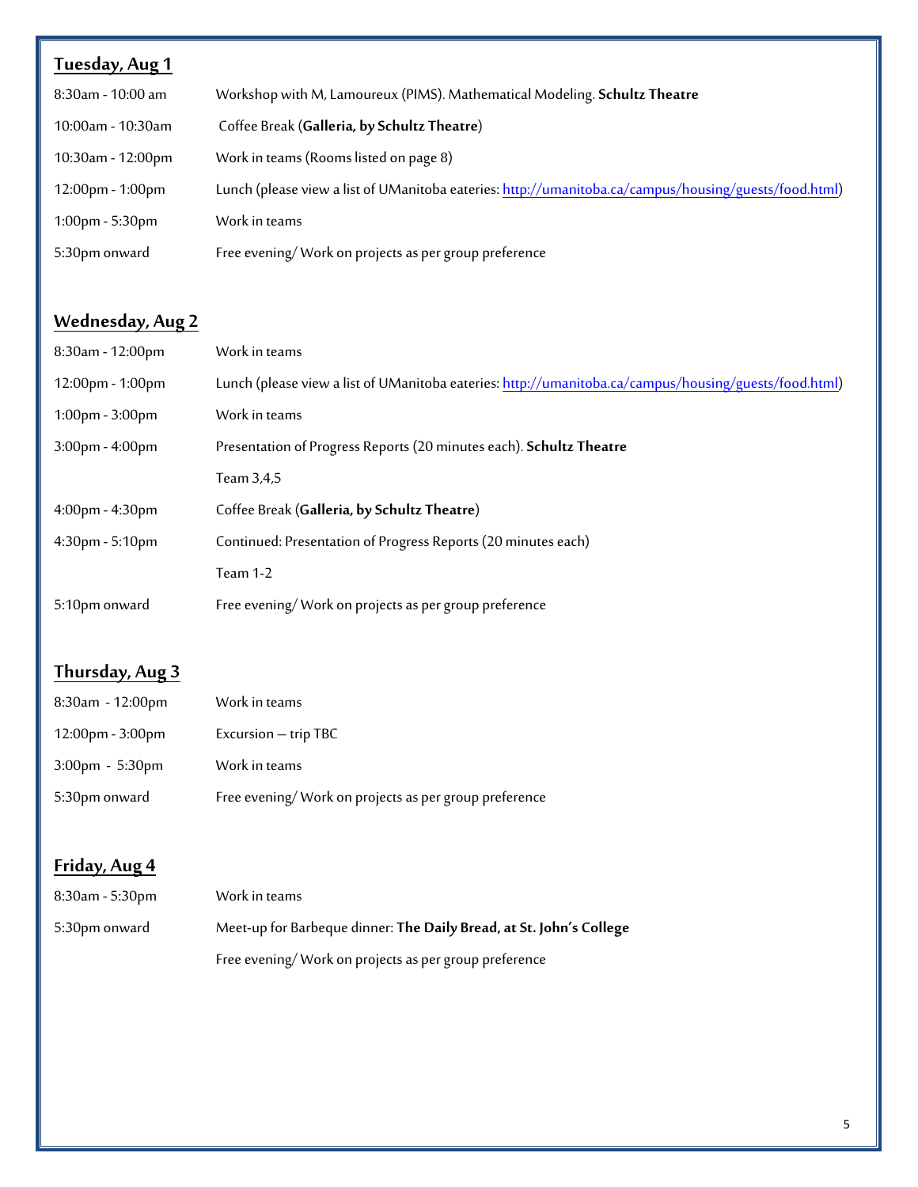## Tuesday, Aug 1

| | |
|---|---|
| 8:30am - 10:00 am | Workshop with M, Lamoureux (PIMS). Mathematical Modeling. **Schultz Theatre** |
| 10:00am - 10:30am | Coffee Break (**Galleria, by Schultz Theatre**) |
| 10:30am - 12:00pm | Work in teams (Rooms listed on page 8) |
| 12:00pm - 1:00pm | Lunch (please view a list of UManitoba eateries: [http://umanitoba.ca/campus/housing/guests/food.html](http://umanitoba.ca/campus/housing/guests/food.html)) |
| 1:00pm - 5:30pm | Work in teams |
| 5:30pm onward | Free evening/ Work on projects as per group preference |

## Wednesday, Aug 2

| | |
|---|---|
| 8:30am - 12:00pm | Work in teams |
| 12:00pm - 1:00pm | Lunch (please view a list of UManitoba eateries: [http://umanitoba.ca/campus/housing/guests/food.html](http://umanitoba.ca/campus/housing/guests/food.html)) |
| 1:00pm - 3:00pm | Work in teams |
| 3:00pm - 4:00pm | Presentation of Progress Reports (20 minutes each). **Schultz Theatre** |
| | Team 3,4,5 |
| 4:00pm - 4:30pm | Coffee Break (**Galleria, by Schultz Theatre**) |
| 4:30pm - 5:10pm | Continued: Presentation of Progress Reports (20 minutes each) |
| | Team 1-2 |
| 5:10pm onward | Free evening/ Work on projects as per group preference |

## Thursday, Aug 3

| | |
|---|---|
| 8:30am - 12:00pm | Work in teams |
| 12:00pm - 3:00pm | Excursion – trip TBC |
| 3:00pm - 5:30pm | Work in teams |
| 5:30pm onward | Free evening/ Work on projects as per group preference |

## Friday, Aug 4

| | |
|---|---|
| 8:30am - 5:30pm | Work in teams |
| 5:30pm onward | Meet-up for Barbeque dinner: **The Daily Bread, at St. John's College** |
| | Free evening/ Work on projects as per group preference |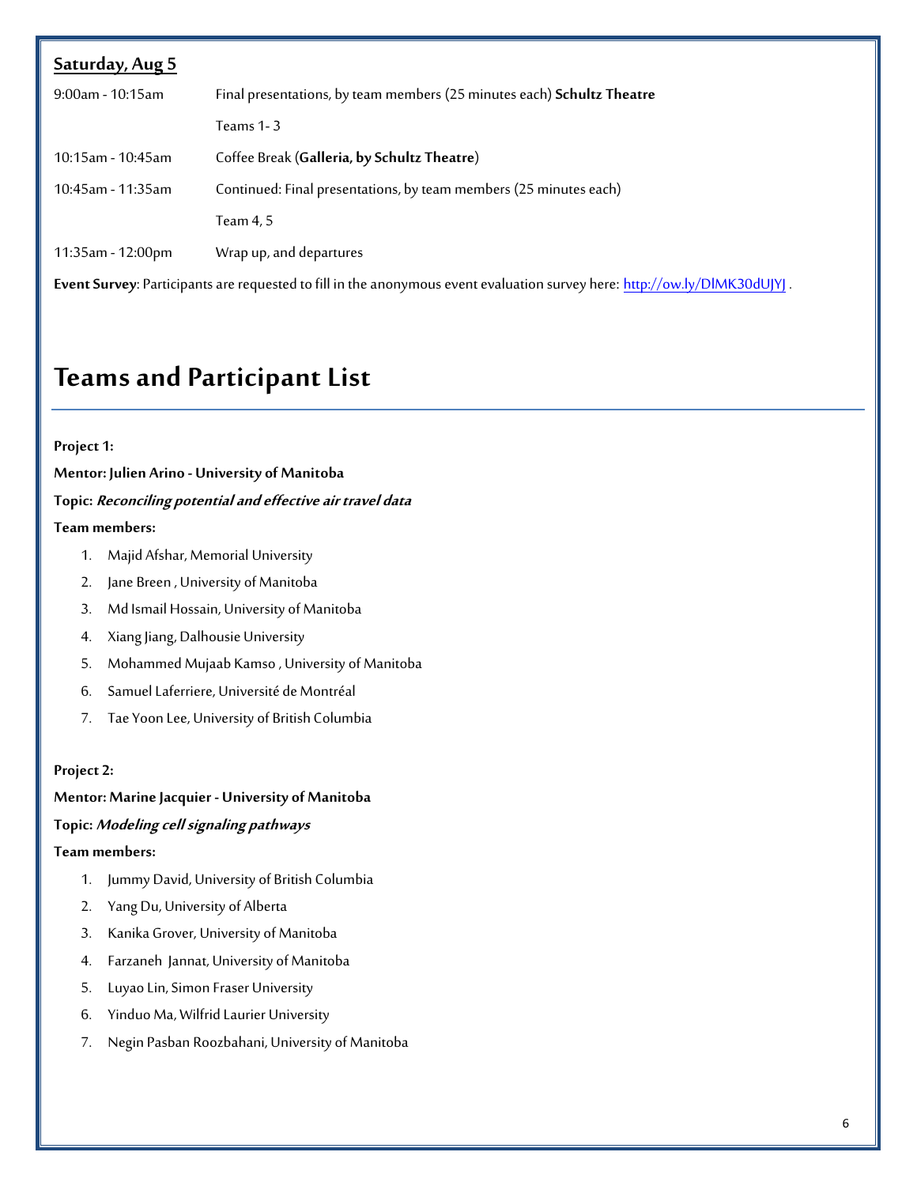**Saturday, Aug 5**

| | |
|---|---|
| 9:00am - 10:15am | Final presentations, by team members (25 minutes each) **Schultz Theatre** |
| | Teams 1- 3 |
| 10:15am - 10:45am | Coffee Break (**Galleria, by Schultz Theatre**) |
| 10:45am - 11:35am | Continued: Final presentations, by team members (25 minutes each) |
| | Team 4, 5 |
| 11:35am - 12:00pm | Wrap up, and departures |

**Event Survey**: Participants are requested to fill in the anonymous event evaluation survey here: http://ow.ly/DlMK30dUJYJ .

# Teams and Participant List

**Project 1:**

**Mentor: Julien Arino - University of Manitoba**

**Topic: *Reconciling potential and effective air travel data***

**Team members:**

1. Majid Afshar, Memorial University
2. Jane Breen , University of Manitoba
3. Md Ismail Hossain, University of Manitoba
4. Xiang Jiang, Dalhousie University
5. Mohammed Mujaab Kamso , University of Manitoba
6. Samuel Laferriere, Université de Montréal
7. Tae Yoon Lee, University of British Columbia

**Project 2:**

**Mentor: Marine Jacquier - University of Manitoba**

**Topic: *Modeling cell signaling pathways***

**Team members:**

1. Jummy David, University of British Columbia
2. Yang Du, University of Alberta
3. Kanika Grover, University of Manitoba
4. Farzaneh Jannat, University of Manitoba
5. Luyao Lin, Simon Fraser University
6. Yinduo Ma, Wilfrid Laurier University
7. Negin Pasban Roozbahani, University of Manitoba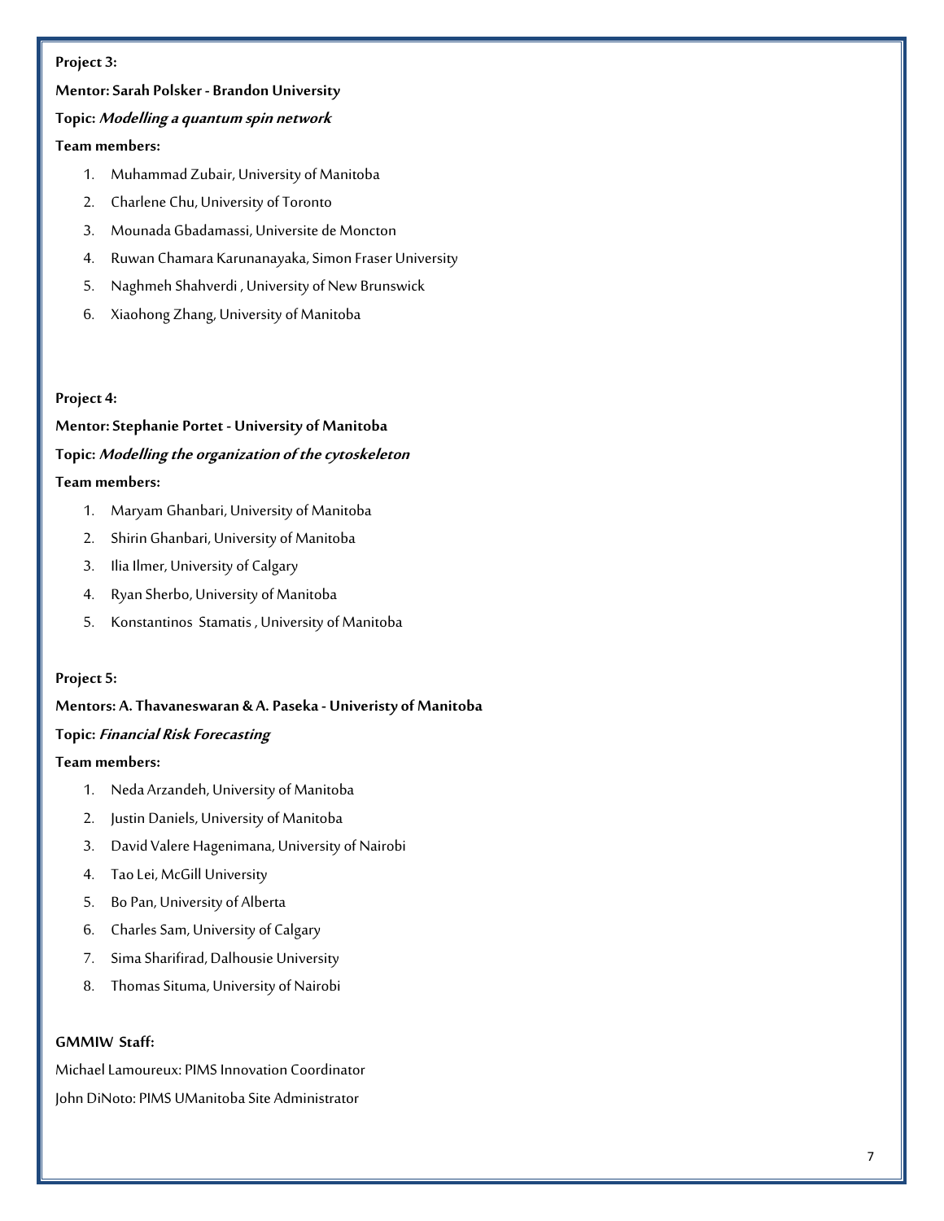**Project 3:**

**Mentor: Sarah Polsker - Brandon University**

**Topic:** ***Modelling a quantum spin network***

**Team members:**

1. Muhammad Zubair, University of Manitoba
2. Charlene Chu, University of Toronto
3. Mounada Gbadamassi, Universite de Moncton
4. Ruwan Chamara Karunanayaka, Simon Fraser University
5. Naghmeh Shahverdi , University of New Brunswick
6. Xiaohong Zhang, University of Manitoba

**Project 4:**

**Mentor: Stephanie Portet - University of Manitoba**

**Topic:** ***Modelling the organization of the cytoskeleton***

**Team members:**

1. Maryam Ghanbari, University of Manitoba
2. Shirin Ghanbari, University of Manitoba
3. Ilia Ilmer, University of Calgary
4. Ryan Sherbo, University of Manitoba
5. Konstantinos Stamatis , University of Manitoba

**Project 5:**

**Mentors: A. Thavaneswaran & A. Paseka - Univeristy of Manitoba**

**Topic:** ***Financial Risk Forecasting***

**Team members:**

1. Neda Arzandeh, University of Manitoba
2. Justin Daniels, University of Manitoba
3. David Valere Hagenimana, University of Nairobi
4. Tao Lei, McGill University
5. Bo Pan, University of Alberta
6. Charles Sam, University of Calgary
7. Sima Sharifirad, Dalhousie University
8. Thomas Situma, University of Nairobi

**GMMIW Staff:**

Michael Lamoureux: PIMS Innovation Coordinator

John DiNoto: PIMS UManitoba Site Administrator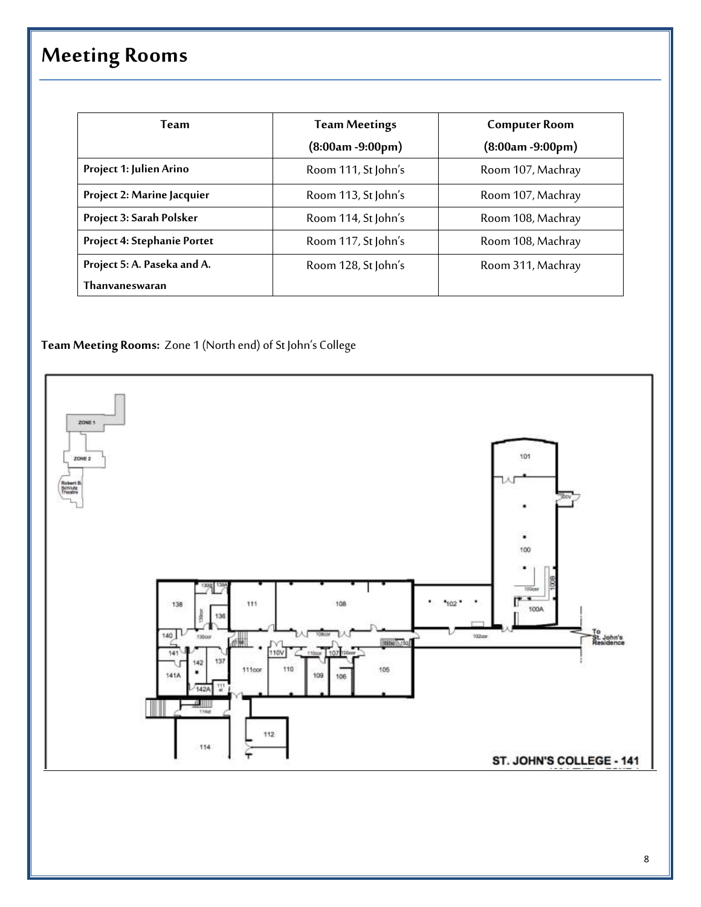# Meeting Rooms

| Team | Team Meetings (8:00am -9:00pm) | Computer Room (8:00am -9:00pm) |
|---|---|---|
| **Project 1: Julien Arino** | Room 111, St John's | Room 107, Machray |
| **Project 2: Marine Jacquier** | Room 113, St John's | Room 107, Machray |
| **Project 3: Sarah Polsker** | Room 114, St John's | Room 108, Machray |
| **Project 4: Stephanie Portet** | Room 117, St John's | Room 108, Machray |
| **Project 5: A. Paseka and A. Thanvaneswaran** | Room 128, St John's | Room 311, Machray |

**Team Meeting Rooms:** Zone 1 (North end) of St John's College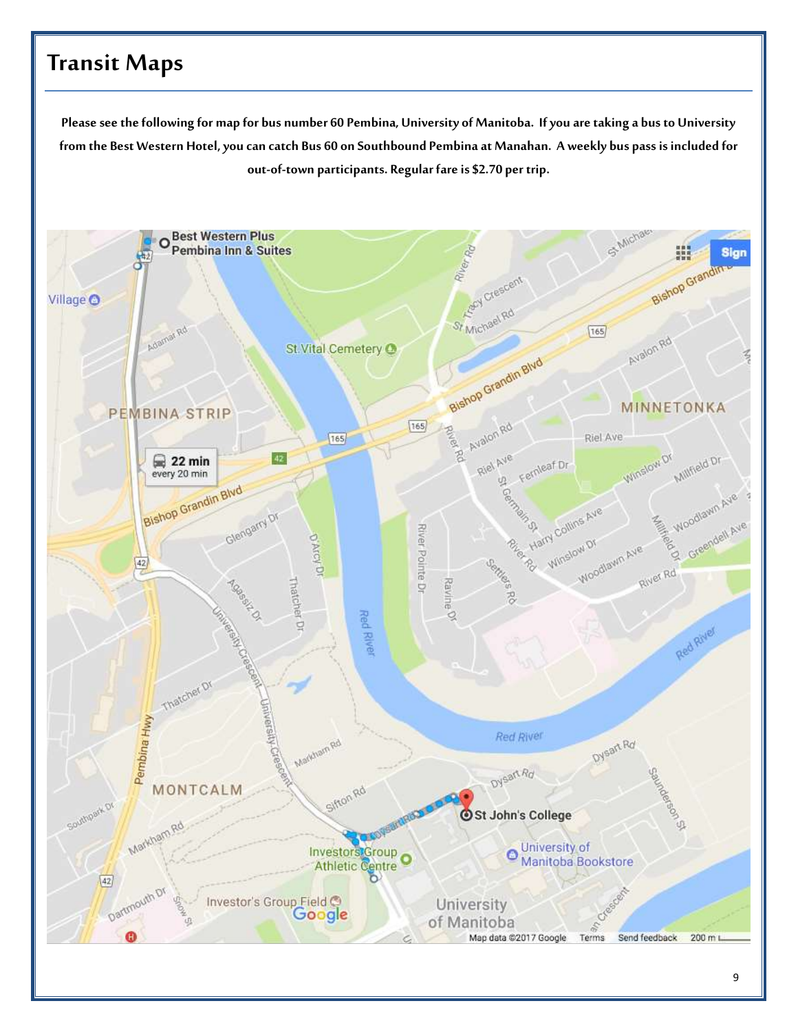# Transit Maps

**Please see the following for map for bus number 60 Pembina, University of Manitoba. If you are taking a bus to University from the Best Western Hotel, you can catch Bus 60 on Southbound Pembina at Manahan. A weekly bus pass is included for out-of-town participants. Regular fare is $2.70 per trip.**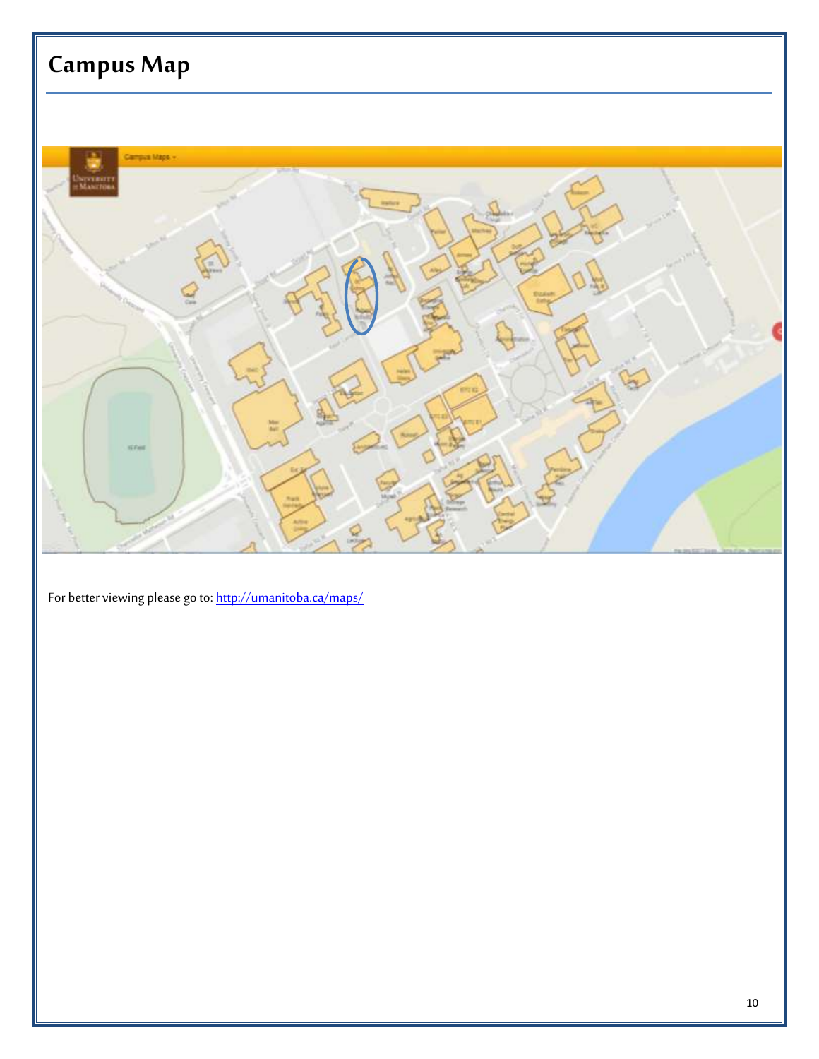# Campus Map

For better viewing please go to: http://umanitoba.ca/maps/